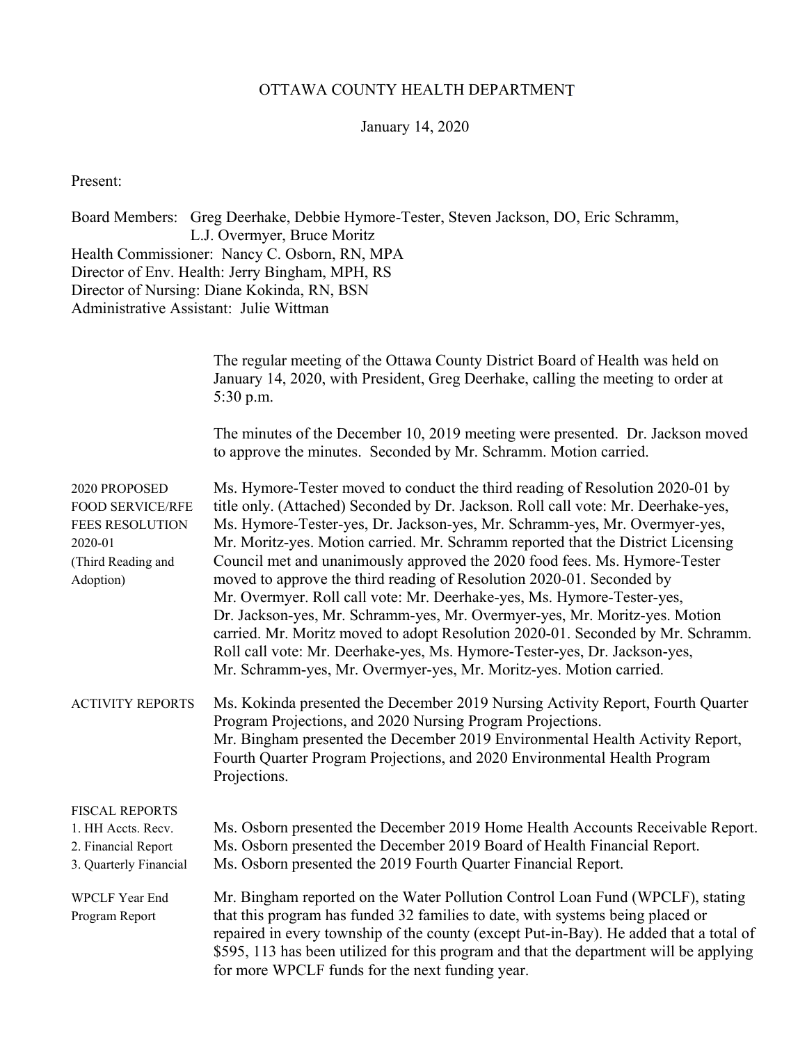# OTTAWA COUNTY HEALTH DEPARTMENT

January 14, 2020

Present:

Board Members: Greg Deerhake, Debbie Hymore-Tester, Steven Jackson, DO, Eric Schramm, L.J. Overmyer, Bruce Moritz
Health Commissioner: Nancy C. Osborn, RN, MPA
Director of Env. Health: Jerry Bingham, MPH, RS
Director of Nursing: Diane Kokinda, RN, BSN
Administrative Assistant: Julie Wittman

The regular meeting of the Ottawa County District Board of Health was held on January 14, 2020, with President, Greg Deerhake, calling the meeting to order at 5:30 p.m.

The minutes of the December 10, 2019 meeting were presented. Dr. Jackson moved to approve the minutes. Seconded by Mr. Schramm. Motion carried.

**2020 PROPOSED FOOD SERVICE/RFE FEES RESOLUTION 2020-01 (Third Reading and Adoption)**

Ms. Hymore-Tester moved to conduct the third reading of Resolution 2020-01 by title only. (Attached) Seconded by Dr. Jackson. Roll call vote: Mr. Deerhake-yes, Ms. Hymore-Tester-yes, Dr. Jackson-yes, Mr. Schramm-yes, Mr. Overmyer-yes, Mr. Moritz-yes. Motion carried. Mr. Schramm reported that the District Licensing Council met and unanimously approved the 2020 food fees. Ms. Hymore-Tester moved to approve the third reading of Resolution 2020-01. Seconded by Mr. Overmyer. Roll call vote: Mr. Deerhake-yes, Ms. Hymore-Tester-yes, Dr. Jackson-yes, Mr. Schramm-yes, Mr. Overmyer-yes, Mr. Moritz-yes. Motion carried. Mr. Moritz moved to adopt Resolution 2020-01. Seconded by Mr. Schramm. Roll call vote: Mr. Deerhake-yes, Ms. Hymore-Tester-yes, Dr. Jackson-yes, Mr. Schramm-yes, Mr. Overmyer-yes, Mr. Moritz-yes. Motion carried.

**ACTIVITY REPORTS**

Ms. Kokinda presented the December 2019 Nursing Activity Report, Fourth Quarter Program Projections, and 2020 Nursing Program Projections.
Mr. Bingham presented the December 2019 Environmental Health Activity Report, Fourth Quarter Program Projections, and 2020 Environmental Health Program Projections.

**FISCAL REPORTS**

1. HH Accts. Recv. — Ms. Osborn presented the December 2019 Home Health Accounts Receivable Report.
2. Financial Report — Ms. Osborn presented the December 2019 Board of Health Financial Report.
3. Quarterly Financial — Ms. Osborn presented the 2019 Fourth Quarter Financial Report.

**WPCLF Year End Program Report**

Mr. Bingham reported on the Water Pollution Control Loan Fund (WPCLF), stating that this program has funded 32 families to date, with systems being placed or repaired in every township of the county (except Put-in-Bay). He added that a total of $595, 113 has been utilized for this program and that the department will be applying for more WPCLF funds for the next funding year.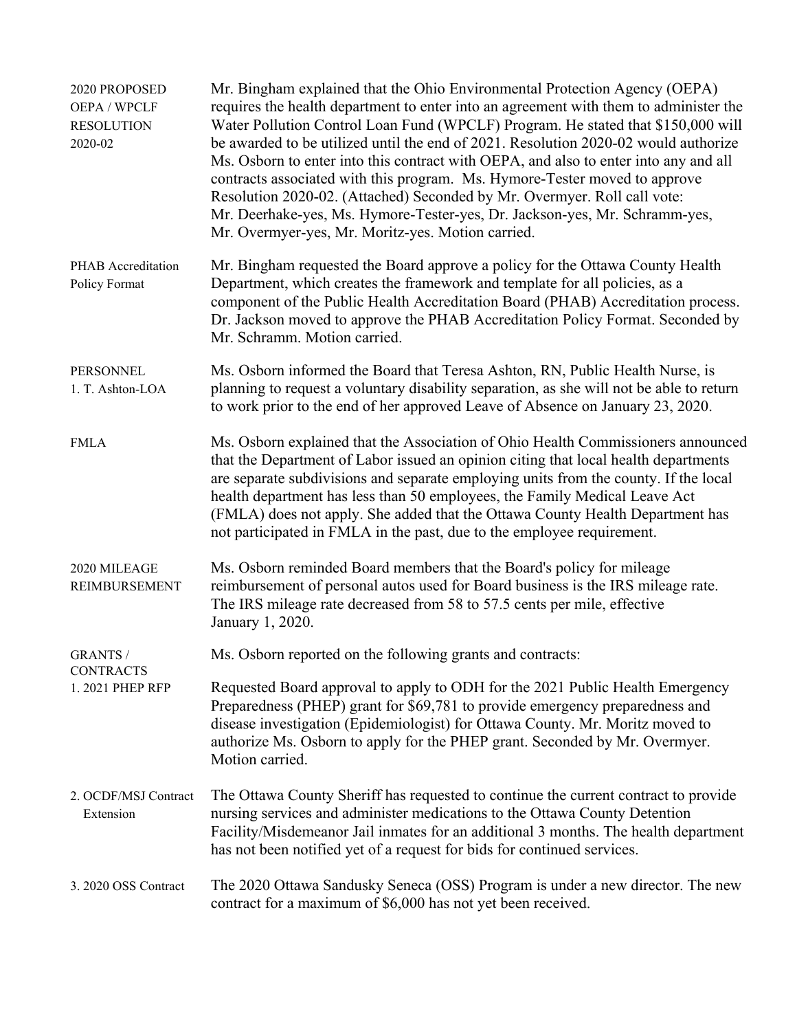**2020 PROPOSED OEPA / WPCLF RESOLUTION 2020-02**

Mr. Bingham explained that the Ohio Environmental Protection Agency (OEPA) requires the health department to enter into an agreement with them to administer the Water Pollution Control Loan Fund (WPCLF) Program. He stated that $150,000 will be awarded to be utilized until the end of 2021. Resolution 2020-02 would authorize Ms. Osborn to enter into this contract with OEPA, and also to enter into any and all contracts associated with this program. Ms. Hymore-Tester moved to approve Resolution 2020-02. (Attached) Seconded by Mr. Overmyer. Roll call vote: Mr. Deerhake-yes, Ms. Hymore-Tester-yes, Dr. Jackson-yes, Mr. Schramm-yes, Mr. Overmyer-yes, Mr. Moritz-yes. Motion carried.

**PHAB Accreditation Policy Format**

Mr. Bingham requested the Board approve a policy for the Ottawa County Health Department, which creates the framework and template for all policies, as a component of the Public Health Accreditation Board (PHAB) Accreditation process. Dr. Jackson moved to approve the PHAB Accreditation Policy Format. Seconded by Mr. Schramm. Motion carried.

**PERSONNEL**

**1. T. Ashton-LOA**

Ms. Osborn informed the Board that Teresa Ashton, RN, Public Health Nurse, is planning to request a voluntary disability separation, as she will not be able to return to work prior to the end of her approved Leave of Absence on January 23, 2020.

**FMLA**

Ms. Osborn explained that the Association of Ohio Health Commissioners announced that the Department of Labor issued an opinion citing that local health departments are separate subdivisions and separate employing units from the county. If the local health department has less than 50 employees, the Family Medical Leave Act (FMLA) does not apply. She added that the Ottawa County Health Department has not participated in FMLA in the past, due to the employee requirement.

**2020 MILEAGE REIMBURSEMENT**

Ms. Osborn reminded Board members that the Board's policy for mileage reimbursement of personal autos used for Board business is the IRS mileage rate. The IRS mileage rate decreased from 58 to 57.5 cents per mile, effective January 1, 2020.

**GRANTS / CONTRACTS**

Ms. Osborn reported on the following grants and contracts:

**1. 2021 PHEP RFP**

Requested Board approval to apply to ODH for the 2021 Public Health Emergency Preparedness (PHEP) grant for $69,781 to provide emergency preparedness and disease investigation (Epidemiologist) for Ottawa County. Mr. Moritz moved to authorize Ms. Osborn to apply for the PHEP grant. Seconded by Mr. Overmyer. Motion carried.

**2. OCDF/MSJ Contract Extension**

The Ottawa County Sheriff has requested to continue the current contract to provide nursing services and administer medications to the Ottawa County Detention Facility/Misdemeanor Jail inmates for an additional 3 months. The health department has not been notified yet of a request for bids for continued services.

**3. 2020 OSS Contract**

The 2020 Ottawa Sandusky Seneca (OSS) Program is under a new director. The new contract for a maximum of $6,000 has not yet been received.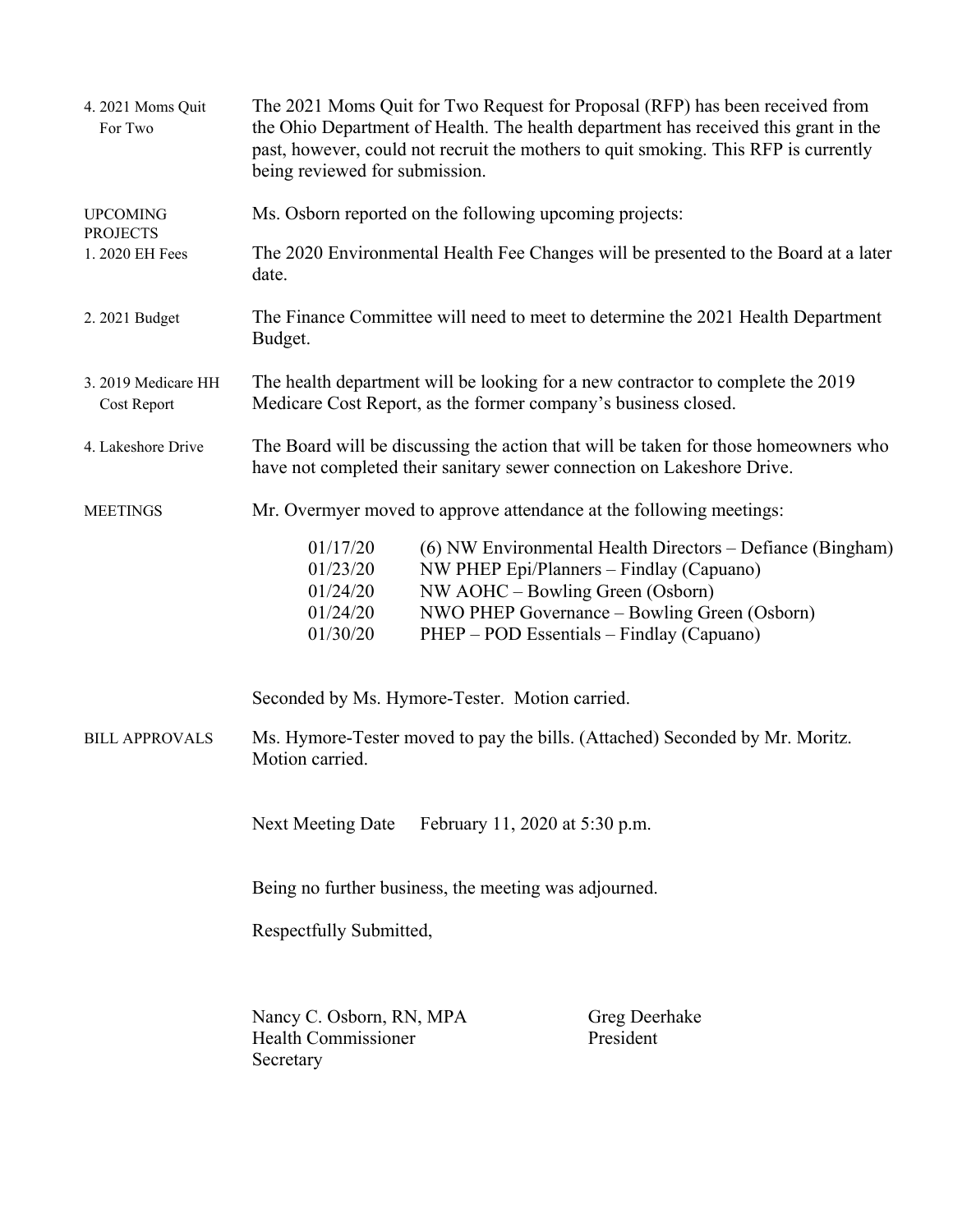**4. 2021 Moms Quit For Two**

The 2021 Moms Quit for Two Request for Proposal (RFP) has been received from the Ohio Department of Health. The health department has received this grant in the past, however, could not recruit the mothers to quit smoking. This RFP is currently being reviewed for submission.

**UPCOMING PROJECTS**

Ms. Osborn reported on the following upcoming projects:

**1. 2020 EH Fees**

The 2020 Environmental Health Fee Changes will be presented to the Board at a later date.

**2. 2021 Budget**

The Finance Committee will need to meet to determine the 2021 Health Department Budget.

**3. 2019 Medicare HH Cost Report**

The health department will be looking for a new contractor to complete the 2019 Medicare Cost Report, as the former company's business closed.

**4. Lakeshore Drive**

The Board will be discussing the action that will be taken for those homeowners who have not completed their sanitary sewer connection on Lakeshore Drive.

**MEETINGS**

Mr. Overmyer moved to approve attendance at the following meetings:

| | |
|---|---|
| 01/17/20 | (6) NW Environmental Health Directors – Defiance (Bingham) |
| 01/23/20 | NW PHEP Epi/Planners – Findlay (Capuano) |
| 01/24/20 | NW AOHC – Bowling Green (Osborn) |
| 01/24/20 | NWO PHEP Governance – Bowling Green (Osborn) |
| 01/30/20 | PHEP – POD Essentials – Findlay (Capuano) |

Seconded by Ms. Hymore-Tester. Motion carried.

**BILL APPROVALS**

Ms. Hymore-Tester moved to pay the bills. (Attached) Seconded by Mr. Moritz. Motion carried.

Next Meeting Date February 11, 2020 at 5:30 p.m.

Being no further business, the meeting was adjourned.

Respectfully Submitted,

Nancy C. Osborn, RN, MPA
Health Commissioner
Secretary

Greg Deerhake
President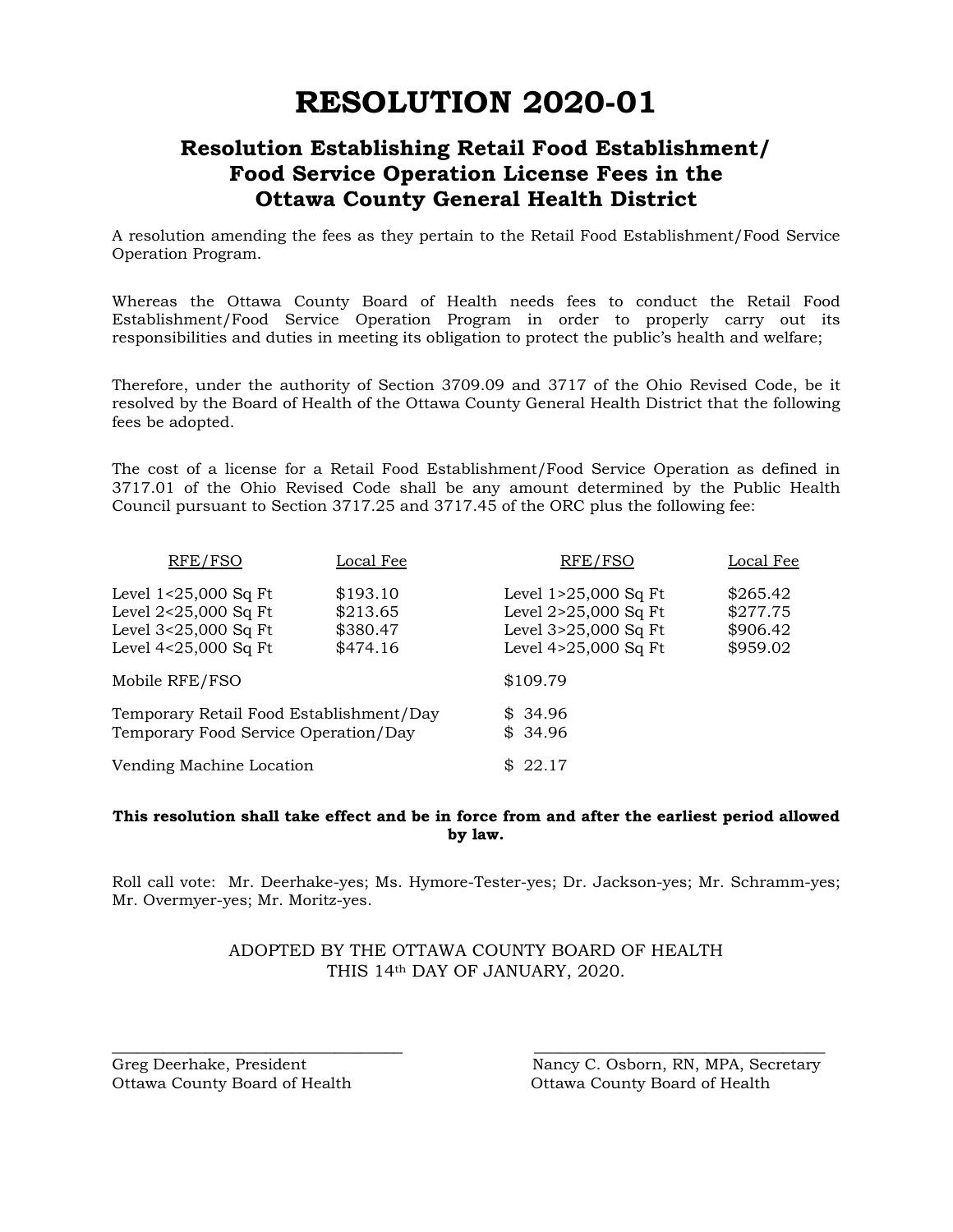# RESOLUTION 2020-01

## Resolution Establishing Retail Food Establishment/ Food Service Operation License Fees in the Ottawa County General Health District

A resolution amending the fees as they pertain to the Retail Food Establishment/Food Service Operation Program.

Whereas the Ottawa County Board of Health needs fees to conduct the Retail Food Establishment/Food Service Operation Program in order to properly carry out its responsibilities and duties in meeting its obligation to protect the public's health and welfare;

Therefore, under the authority of Section 3709.09 and 3717 of the Ohio Revised Code, be it resolved by the Board of Health of the Ottawa County General Health District that the following fees be adopted.

The cost of a license for a Retail Food Establishment/Food Service Operation as defined in 3717.01 of the Ohio Revised Code shall be any amount determined by the Public Health Council pursuant to Section 3717.25 and 3717.45 of the ORC plus the following fee:

| RFE/FSO | Local Fee | RFE/FSO | Local Fee |
|---|---|---|---|
| Level 1<25,000 Sq Ft | $193.10 | Level 1>25,000 Sq Ft | $265.42 |
| Level 2<25,000 Sq Ft | $213.65 | Level 2>25,000 Sq Ft | $277.75 |
| Level 3<25,000 Sq Ft | $380.47 | Level 3>25,000 Sq Ft | $906.42 |
| Level 4<25,000 Sq Ft | $474.16 | Level 4>25,000 Sq Ft | $959.02 |

| | |
|---|---|
| Mobile RFE/FSO | $109.79 |
| Temporary Retail Food Establishment/Day | $ 34.96 |
| Temporary Food Service Operation/Day | $ 34.96 |
| Vending Machine Location | $ 22.17 |

**This resolution shall take effect and be in force from and after the earliest period allowed by law.**

Roll call vote: Mr. Deerhake-yes; Ms. Hymore-Tester-yes; Dr. Jackson-yes; Mr. Schramm-yes; Mr. Overmyer-yes; Mr. Moritz-yes.

ADOPTED BY THE OTTAWA COUNTY BOARD OF HEALTH
THIS 14th DAY OF JANUARY, 2020.

\_\_\_\_\_\_\_\_\_\_\_\_\_\_\_\_\_\_\_\_\_\_\_\_\_\_\_\_\_\_\_\_\_\_
Greg Deerhake, President
Ottawa County Board of Health

\_\_\_\_\_\_\_\_\_\_\_\_\_\_\_\_\_\_\_\_\_\_\_\_\_\_\_\_\_\_\_\_\_\_
Nancy C. Osborn, RN, MPA, Secretary
Ottawa County Board of Health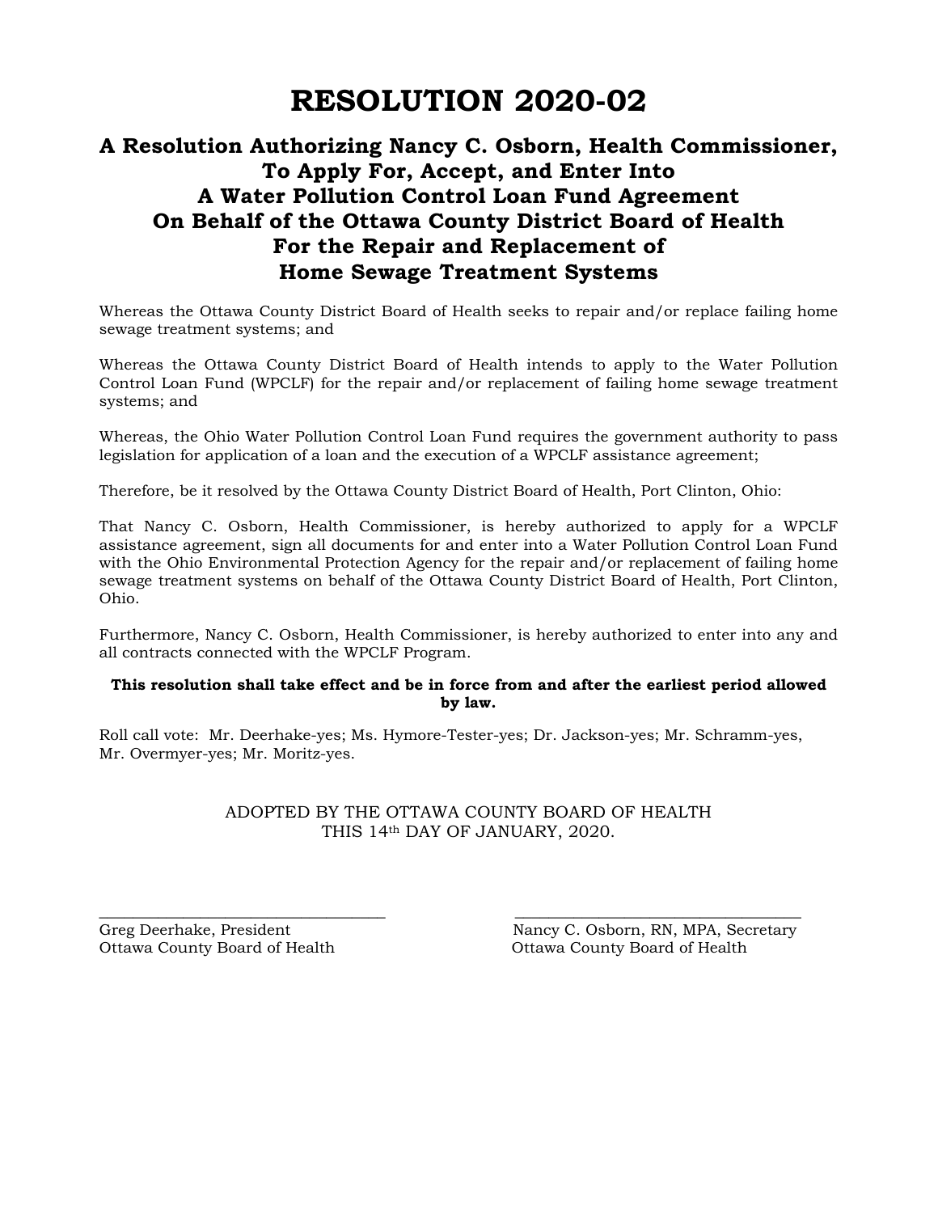# RESOLUTION 2020-02

## A Resolution Authorizing Nancy C. Osborn, Health Commissioner, To Apply For, Accept, and Enter Into A Water Pollution Control Loan Fund Agreement On Behalf of the Ottawa County District Board of Health For the Repair and Replacement of Home Sewage Treatment Systems

Whereas the Ottawa County District Board of Health seeks to repair and/or replace failing home sewage treatment systems; and

Whereas the Ottawa County District Board of Health intends to apply to the Water Pollution Control Loan Fund (WPCLF) for the repair and/or replacement of failing home sewage treatment systems; and

Whereas, the Ohio Water Pollution Control Loan Fund requires the government authority to pass legislation for application of a loan and the execution of a WPCLF assistance agreement;

Therefore, be it resolved by the Ottawa County District Board of Health, Port Clinton, Ohio:

That Nancy C. Osborn, Health Commissioner, is hereby authorized to apply for a WPCLF assistance agreement, sign all documents for and enter into a Water Pollution Control Loan Fund with the Ohio Environmental Protection Agency for the repair and/or replacement of failing home sewage treatment systems on behalf of the Ottawa County District Board of Health, Port Clinton, Ohio.

Furthermore, Nancy C. Osborn, Health Commissioner, is hereby authorized to enter into any and all contracts connected with the WPCLF Program.

**This resolution shall take effect and be in force from and after the earliest period allowed by law.**

Roll call vote: Mr. Deerhake-yes; Ms. Hymore-Tester-yes; Dr. Jackson-yes; Mr. Schramm-yes, Mr. Overmyer-yes; Mr. Moritz-yes.

ADOPTED BY THE OTTAWA COUNTY BOARD OF HEALTH
THIS 14th DAY OF JANUARY, 2020.

\_\_\_\_\_\_\_\_\_\_\_\_\_\_\_\_\_\_\_\_\_\_\_\_\_\_\_\_\_\_\_\_\_\_\_\_
Greg Deerhake, President
Ottawa County Board of Health

\_\_\_\_\_\_\_\_\_\_\_\_\_\_\_\_\_\_\_\_\_\_\_\_\_\_\_\_\_\_\_\_\_\_\_\_
Nancy C. Osborn, RN, MPA, Secretary
Ottawa County Board of Health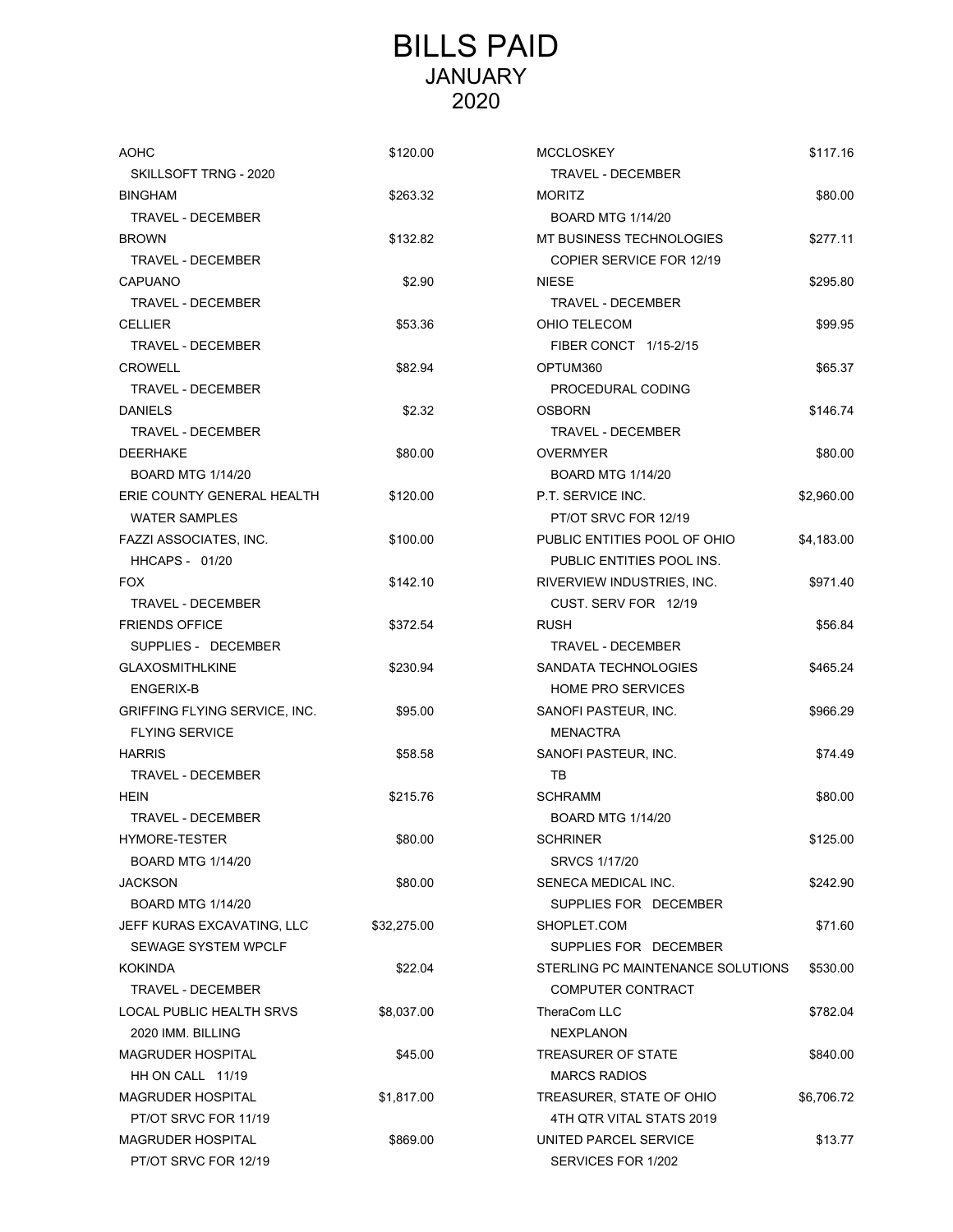# BILLS PAID
## JANUARY
## 2020

| Vendor / Description | Amount |
|---|---|
| AOHC<br>SKILLSOFT TRNG - 2020 | $120.00 |
| BINGHAM<br>TRAVEL - DECEMBER | $263.32 |
| BROWN<br>TRAVEL - DECEMBER | $132.82 |
| CAPUANO<br>TRAVEL - DECEMBER | $2.90 |
| CELLIER<br>TRAVEL - DECEMBER | $53.36 |
| CROWELL<br>TRAVEL - DECEMBER | $82.94 |
| DANIELS<br>TRAVEL - DECEMBER | $2.32 |
| DEERHAKE<br>BOARD MTG 1/14/20 | $80.00 |
| ERIE COUNTY GENERAL HEALTH<br>WATER SAMPLES | $120.00 |
| FAZZI ASSOCIATES, INC.<br>HHCAPS - 01/20 | $100.00 |
| FOX<br>TRAVEL - DECEMBER | $142.10 |
| FRIENDS OFFICE<br>SUPPLIES - DECEMBER | $372.54 |
| GLAXOSMITHLKINE<br>ENGERIX-B | $230.94 |
| GRIFFING FLYING SERVICE, INC.<br>FLYING SERVICE | $95.00 |
| HARRIS<br>TRAVEL - DECEMBER | $58.58 |
| HEIN<br>TRAVEL - DECEMBER | $215.76 |
| HYMORE-TESTER<br>BOARD MTG 1/14/20 | $80.00 |
| JACKSON<br>BOARD MTG 1/14/20 | $80.00 |
| JEFF KURAS EXCAVATING, LLC<br>SEWAGE SYSTEM WPCLF | $32,275.00 |
| KOKINDA<br>TRAVEL - DECEMBER | $22.04 |
| LOCAL PUBLIC HEALTH SRVS<br>2020 IMM. BILLING | $8,037.00 |
| MAGRUDER HOSPITAL<br>HH ON CALL 11/19 | $45.00 |
| MAGRUDER HOSPITAL<br>PT/OT SRVC FOR 11/19 | $1,817.00 |
| MAGRUDER HOSPITAL<br>PT/OT SRVC FOR 12/19 | $869.00 |
| MCCLOSKEY<br>TRAVEL - DECEMBER | $117.16 |
| MORITZ<br>BOARD MTG 1/14/20 | $80.00 |
| MT BUSINESS TECHNOLOGIES<br>COPIER SERVICE FOR 12/19 | $277.11 |
| NIESE<br>TRAVEL - DECEMBER | $295.80 |
| OHIO TELECOM<br>FIBER CONCT 1/15-2/15 | $99.95 |
| OPTUM360<br>PROCEDURAL CODING | $65.37 |
| OSBORN<br>TRAVEL - DECEMBER | $146.74 |
| OVERMYER<br>BOARD MTG 1/14/20 | $80.00 |
| P.T. SERVICE INC.<br>PT/OT SRVC FOR 12/19 | $2,960.00 |
| PUBLIC ENTITIES POOL OF OHIO<br>PUBLIC ENTITIES POOL INS. | $4,183.00 |
| RIVERVIEW INDUSTRIES, INC.<br>CUST. SERV FOR 12/19 | $971.40 |
| RUSH<br>TRAVEL - DECEMBER | $56.84 |
| SANDATA TECHNOLOGIES<br>HOME PRO SERVICES | $465.24 |
| SANOFI PASTEUR, INC.<br>MENACTRA | $966.29 |
| SANOFI PASTEUR, INC.<br>TB | $74.49 |
| SCHRAMM<br>BOARD MTG 1/14/20 | $80.00 |
| SCHRINER<br>SRVCS 1/17/20 | $125.00 |
| SENECA MEDICAL INC.<br>SUPPLIES FOR DECEMBER | $242.90 |
| SHOPLET.COM<br>SUPPLIES FOR DECEMBER | $71.60 |
| STERLING PC MAINTENANCE SOLUTIONS<br>COMPUTER CONTRACT | $530.00 |
| TheraCom LLC<br>NEXPLANON | $782.04 |
| TREASURER OF STATE<br>MARCS RADIOS | $840.00 |
| TREASURER, STATE OF OHIO<br>4TH QTR VITAL STATS 2019 | $6,706.72 |
| UNITED PARCEL SERVICE<br>SERVICES FOR 1/202 | $13.77 |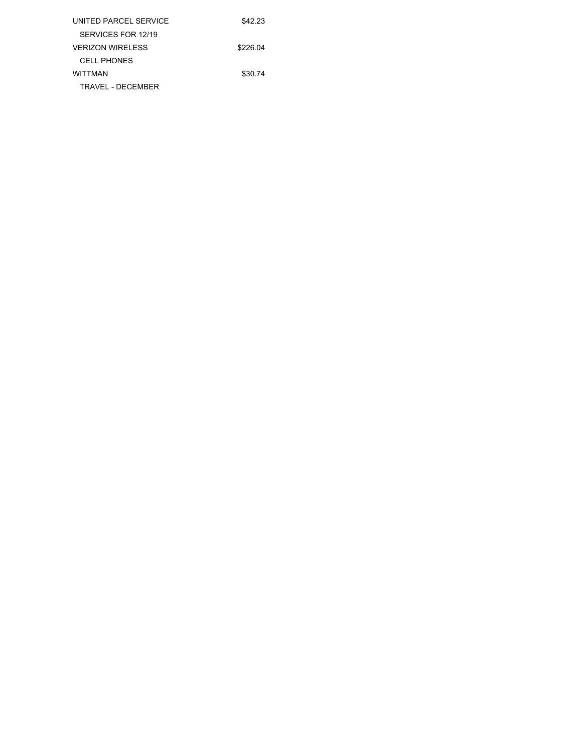| | |
|---|---|
| UNITED PARCEL SERVICE | $42.23 |
| SERVICES FOR 12/19 | |
| VERIZON WIRELESS | $226.04 |
| CELL PHONES | |
| WITTMAN | $30.74 |
| TRAVEL - DECEMBER | |